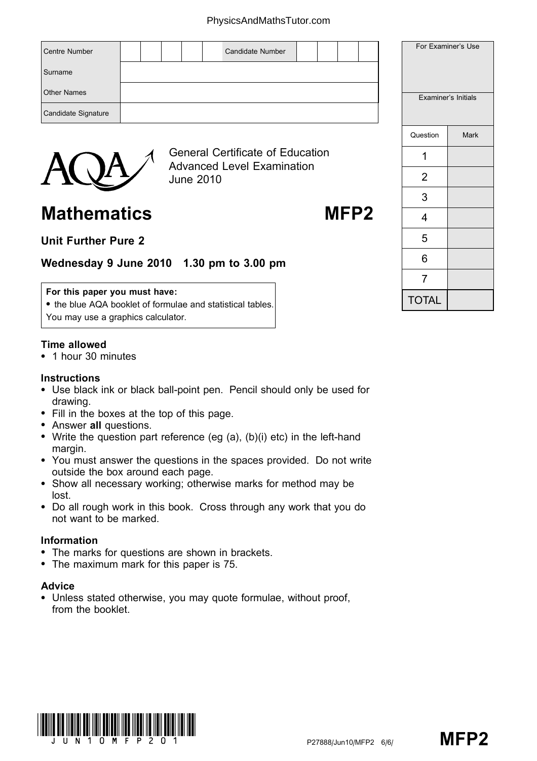| Centre Number | | | | | | Candidate Number | | | | |
|---|---|---|---|---|---|---|---|---|---|---|
| Surname | | | | | | | | | | |
| Other Names | | | | | | | | | | |
| Candidate Signature | | | | | | | | | | |

| For Examiner's Use | |
|---|---|
| Examiner's Initials | |
| Question | Mark |
| 1 | |
| 2 | |
| 3 | |
| 4 | |
| 5 | |
| 6 | |
| 7 | |
| TOTAL | |

General Certificate of Education
Advanced Level Examination
June 2010

# Mathematics MFP2

## Unit Further Pure 2

### Wednesday 9 June 2010 1.30 pm to 3.00 pm

**For this paper you must have:**
- the blue AQA booklet of formulae and statistical tables.

You may use a graphics calculator.

**Time allowed**
- 1 hour 30 minutes

**Instructions**
- Use black ink or black ball-point pen. Pencil should only be used for drawing.
- Fill in the boxes at the top of this page.
- Answer **all** questions.
- Write the question part reference (eg (a), (b)(i) etc) in the left-hand margin.
- You must answer the questions in the spaces provided. Do not write outside the box around each page.
- Show all necessary working; otherwise marks for method may be lost.
- Do all rough work in this book. Cross through any work that you do not want to be marked.

**Information**
- The marks for questions are shown in brackets.
- The maximum mark for this paper is 75.

**Advice**
- Unless stated otherwise, you may quote formulae, without proof, from the booklet.

P27888/Jun10/MFP2 6/6/

MFP2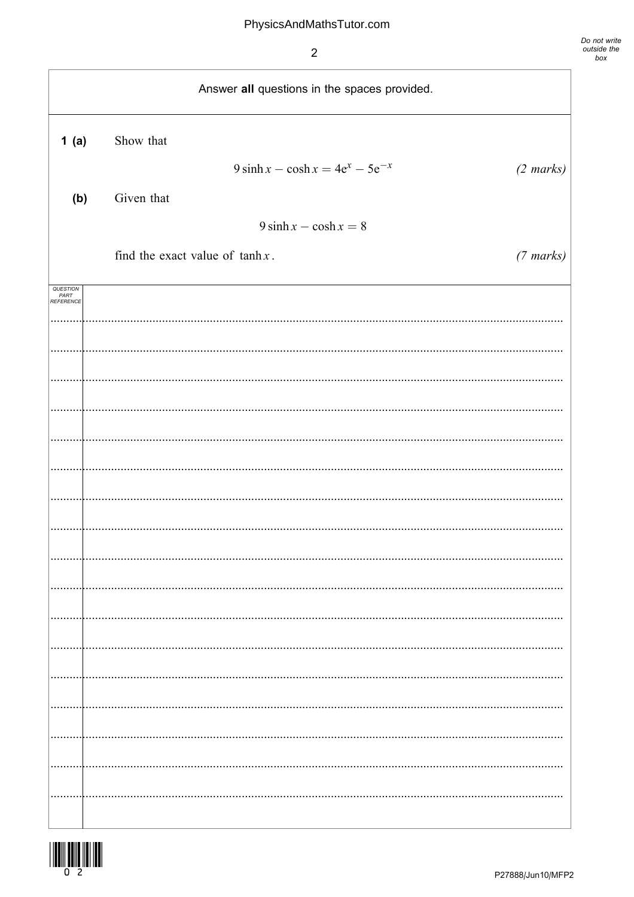Answer **all** questions in the spaces provided.

**1 (a)** Show that

$$9 \sinh x - \cosh x = 4e^x - 5e^{-x}$$

*(2 marks)*

**(b)** Given that

$$9 \sinh x - \cosh x = 8$$

find the exact value of $\tanh x$.

*(7 marks)*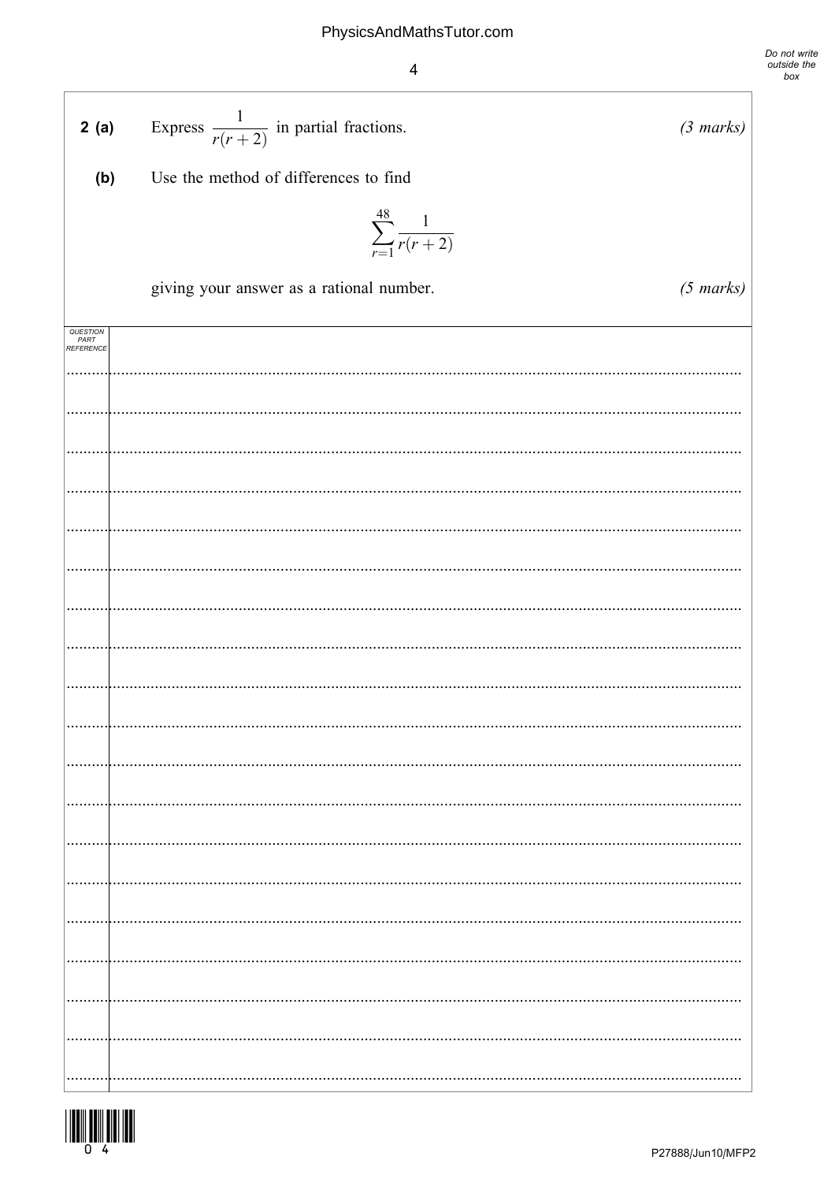**2 (a)** Express $\dfrac{1}{r(r+2)}$ in partial fractions. *(3 marks)*

**(b)** Use the method of differences to find

$$\sum_{r=1}^{48} \frac{1}{r(r+2)}$$

giving your answer as a rational number. *(5 marks)*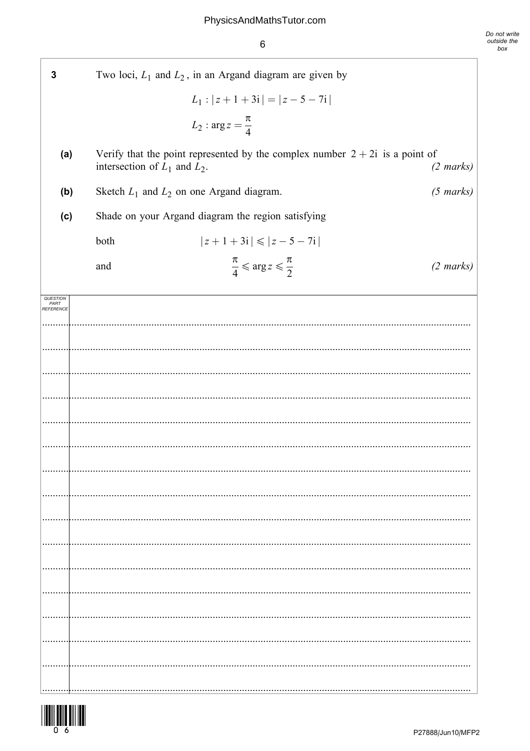**3** Two loci, $L_1$ and $L_2$, in an Argand diagram are given by

$$L_1 : |z + 1 + 3\text{i}| = |z - 5 - 7\text{i}|$$

$$L_2 : \arg z = \frac{\pi}{4}$$

**(a)** Verify that the point represented by the complex number $2 + 2\text{i}$ is a point of intersection of $L_1$ and $L_2$. *(2 marks)*

**(b)** Sketch $L_1$ and $L_2$ on one Argand diagram. *(5 marks)*

**(c)** Shade on your Argand diagram the region satisfying

both $|z + 1 + 3\text{i}| \leqslant |z - 5 - 7\text{i}|$

and $\frac{\pi}{4} \leqslant \arg z \leqslant \frac{\pi}{2}$ *(2 marks)*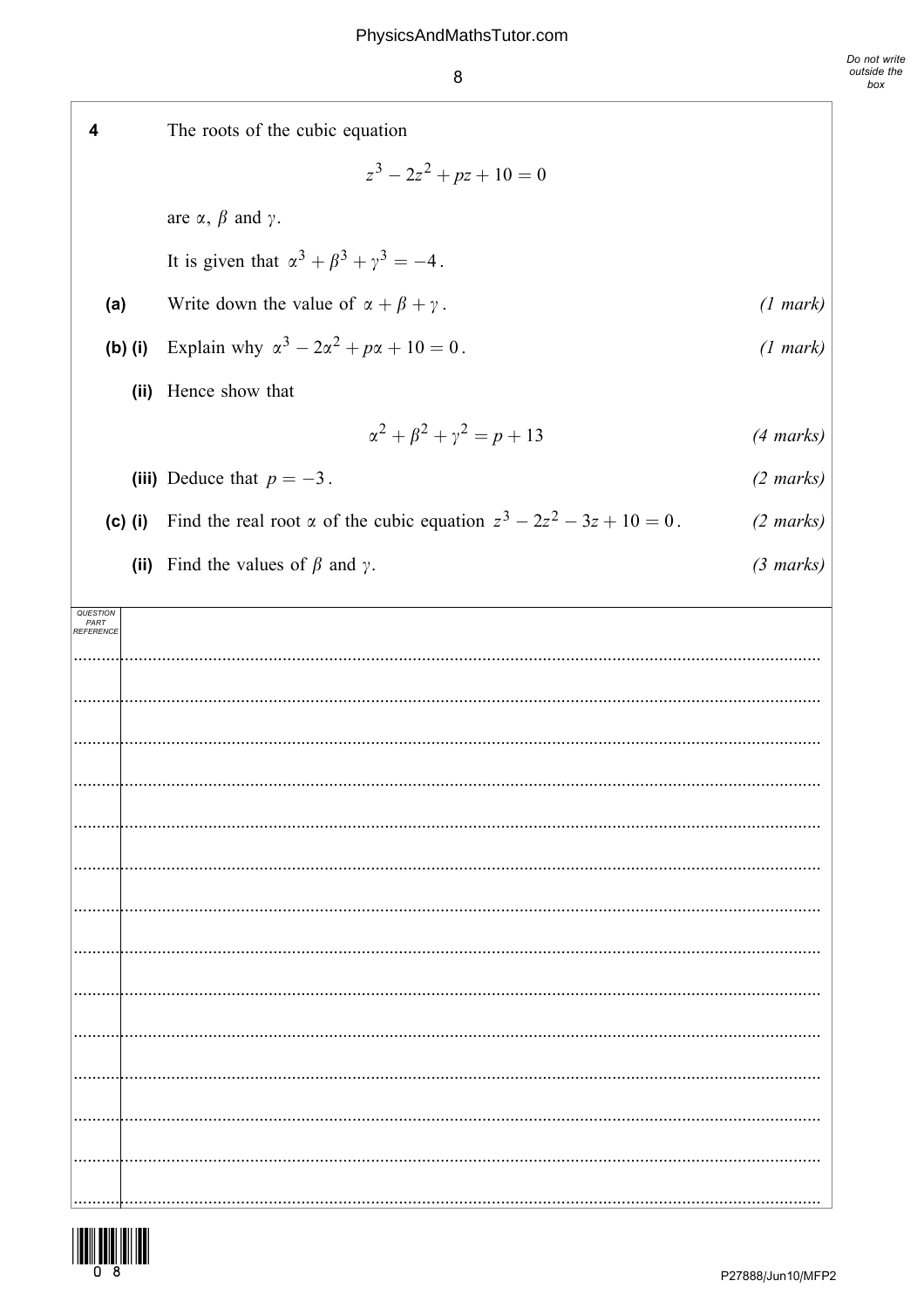**4** The roots of the cubic equation

$$z^3 - 2z^2 + pz + 10 = 0$$

are $\alpha$, $\beta$ and $\gamma$.

It is given that $\alpha^3 + \beta^3 + \gamma^3 = -4$.

**(a)** Write down the value of $\alpha + \beta + \gamma$. *(1 mark)*

**(b) (i)** Explain why $\alpha^3 - 2\alpha^2 + p\alpha + 10 = 0$. *(1 mark)*

**(ii)** Hence show that

$$\alpha^2 + \beta^2 + \gamma^2 = p + 13$$

*(4 marks)*

**(iii)** Deduce that $p = -3$. *(2 marks)*

**(c) (i)** Find the real root $\alpha$ of the cubic equation $z^3 - 2z^2 - 3z + 10 = 0$. *(2 marks)*

**(ii)** Find the values of $\beta$ and $\gamma$. *(3 marks)*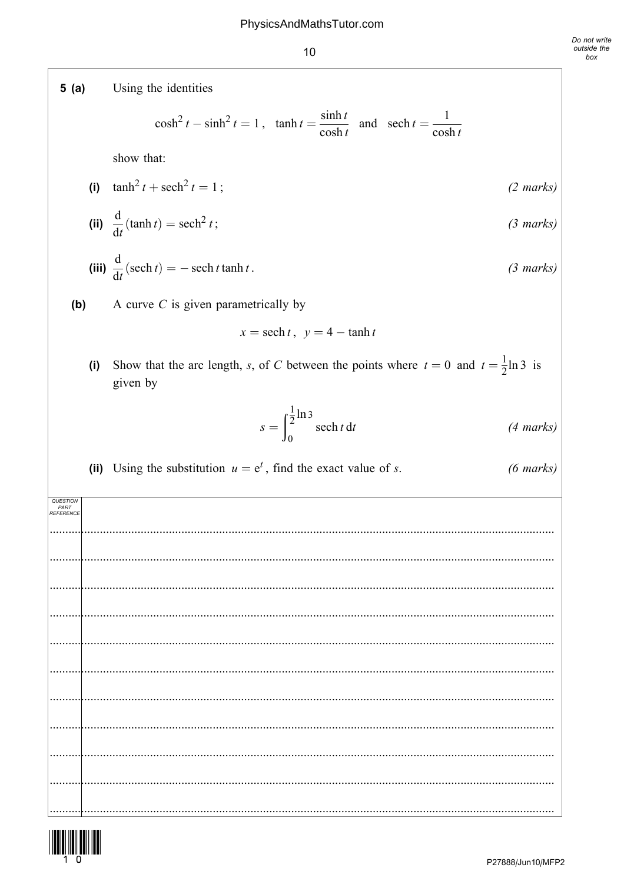**5 (a)** Using the identities

$$\cosh^2 t - \sinh^2 t = 1, \quad \tanh t = \frac{\sinh t}{\cosh t} \quad \text{and} \quad \operatorname{sech} t = \frac{1}{\cosh t}$$

show that:

**(i)** $\tanh^2 t + \operatorname{sech}^2 t = 1$; *(2 marks)*

**(ii)** $\dfrac{\mathrm{d}}{\mathrm{d}t}(\tanh t) = \operatorname{sech}^2 t$; *(3 marks)*

**(iii)** $\dfrac{\mathrm{d}}{\mathrm{d}t}(\operatorname{sech} t) = -\operatorname{sech} t \tanh t$. *(3 marks)*

**(b)** A curve $C$ is given parametrically by

$$x = \operatorname{sech} t, \quad y = 4 - \tanh t$$

**(i)** Show that the arc length, $s$, of $C$ between the points where $t = 0$ and $t = \frac{1}{2}\ln 3$ is given by

$$s = \int_0^{\frac{1}{2}\ln 3} \operatorname{sech} t \, \mathrm{d}t$$

*(4 marks)*

**(ii)** Using the substitution $u = \mathrm{e}^t$, find the exact value of $s$. *(6 marks)*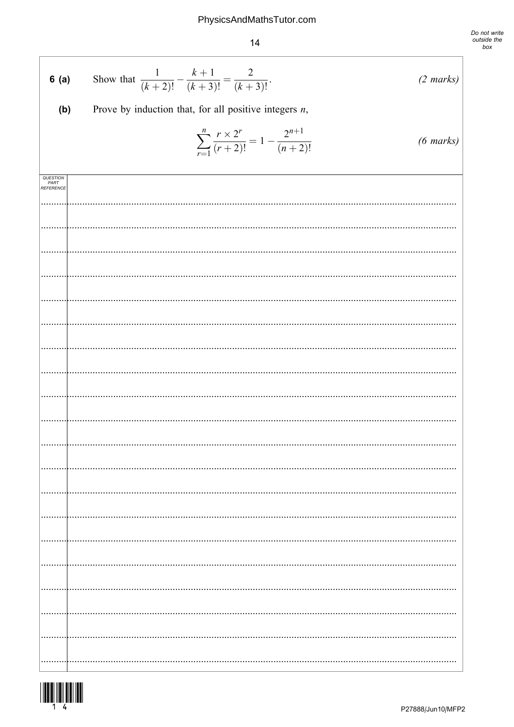**6 (a)** Show that $\dfrac{1}{(k+2)!} - \dfrac{k+1}{(k+3)!} = \dfrac{2}{(k+3)!}$. *(2 marks)*

**(b)** Prove by induction that, for all positive integers $n$,

$$\sum_{r=1}^{n} \frac{r \times 2^r}{(r+2)!} = 1 - \frac{2^{n+1}}{(n+2)!}$$

*(6 marks)*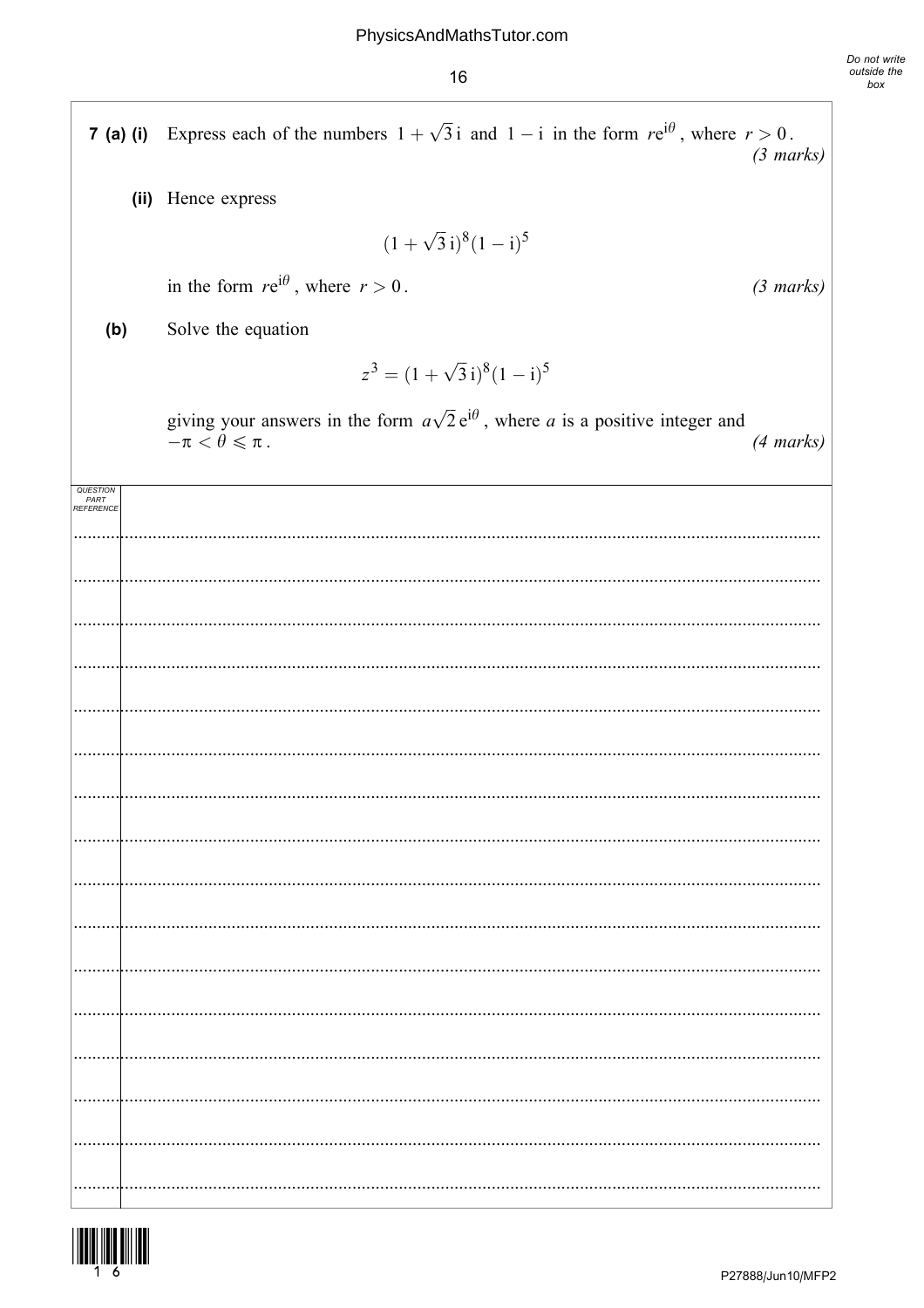**7 (a) (i)** Express each of the numbers $1 + \sqrt{3}\,\mathrm{i}$ and $1 - \mathrm{i}$ in the form $r\mathrm{e}^{\mathrm{i}\theta}$, where $r > 0$. *(3 marks)*

**(ii)** Hence express

$$(1 + \sqrt{3}\,\mathrm{i})^8(1 - \mathrm{i})^5$$

in the form $r\mathrm{e}^{\mathrm{i}\theta}$, where $r > 0$. *(3 marks)*

**(b)** Solve the equation

$$z^3 = (1 + \sqrt{3}\,\mathrm{i})^8(1 - \mathrm{i})^5$$

giving your answers in the form $a\sqrt{2}\,\mathrm{e}^{\mathrm{i}\theta}$, where $a$ is a positive integer and $-\pi < \theta \leqslant \pi$. *(4 marks)*